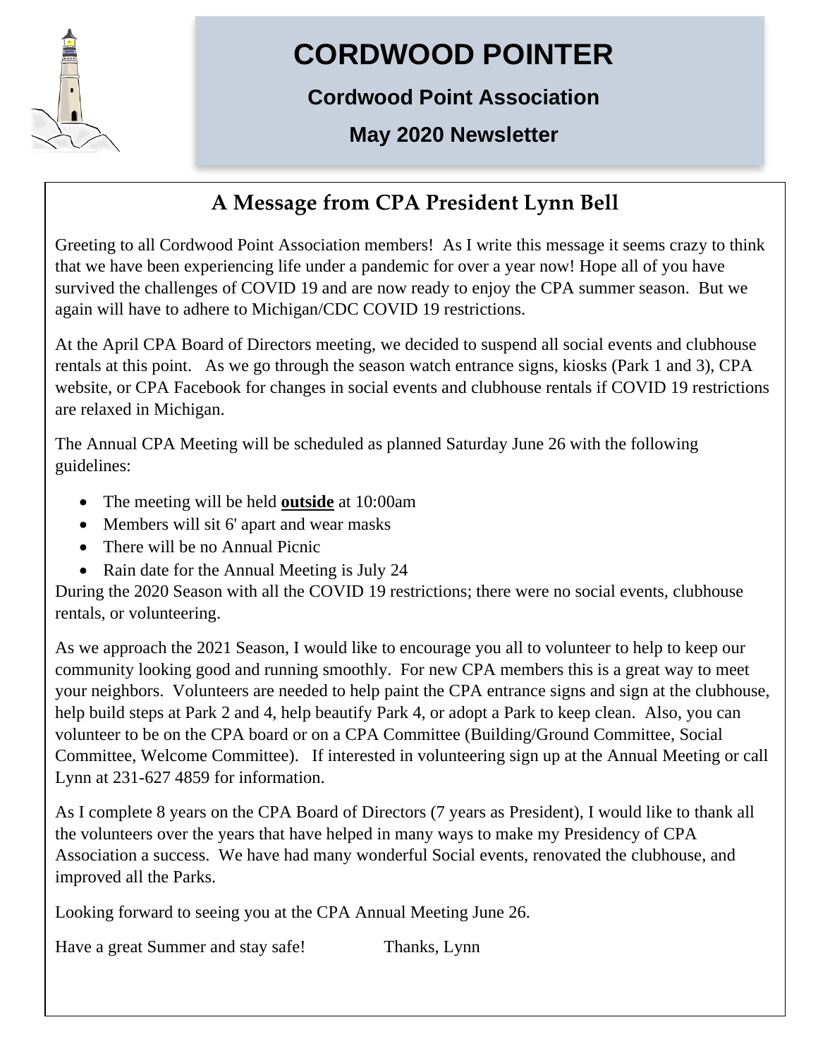# CORDWOOD POINTER

**Cordwood Point Association**

**May 2020 Newsletter**

## A Message from CPA President Lynn Bell

Greeting to all Cordwood Point Association members! As I write this message it seems crazy to think that we have been experiencing life under a pandemic for over a year now! Hope all of you have survived the challenges of COVID 19 and are now ready to enjoy the CPA summer season. But we again will have to adhere to Michigan/CDC COVID 19 restrictions.

At the April CPA Board of Directors meeting, we decided to suspend all social events and clubhouse rentals at this point. As we go through the season watch entrance signs, kiosks (Park 1 and 3), CPA website, or CPA Facebook for changes in social events and clubhouse rentals if COVID 19 restrictions are relaxed in Michigan.

The Annual CPA Meeting will be scheduled as planned Saturday June 26 with the following guidelines:

- The meeting will be held **outside** at 10:00am
- Members will sit 6' apart and wear masks
- There will be no Annual Picnic
- Rain date for the Annual Meeting is July 24

During the 2020 Season with all the COVID 19 restrictions; there were no social events, clubhouse rentals, or volunteering.

As we approach the 2021 Season, I would like to encourage you all to volunteer to help to keep our community looking good and running smoothly. For new CPA members this is a great way to meet your neighbors. Volunteers are needed to help paint the CPA entrance signs and sign at the clubhouse, help build steps at Park 2 and 4, help beautify Park 4, or adopt a Park to keep clean. Also, you can volunteer to be on the CPA board or on a CPA Committee (Building/Ground Committee, Social Committee, Welcome Committee). If interested in volunteering sign up at the Annual Meeting or call Lynn at 231-627 4859 for information.

As I complete 8 years on the CPA Board of Directors (7 years as President), I would like to thank all the volunteers over the years that have helped in many ways to make my Presidency of CPA Association a success. We have had many wonderful Social events, renovated the clubhouse, and improved all the Parks.

Looking forward to seeing you at the CPA Annual Meeting June 26.

Have a great Summer and stay safe! Thanks, Lynn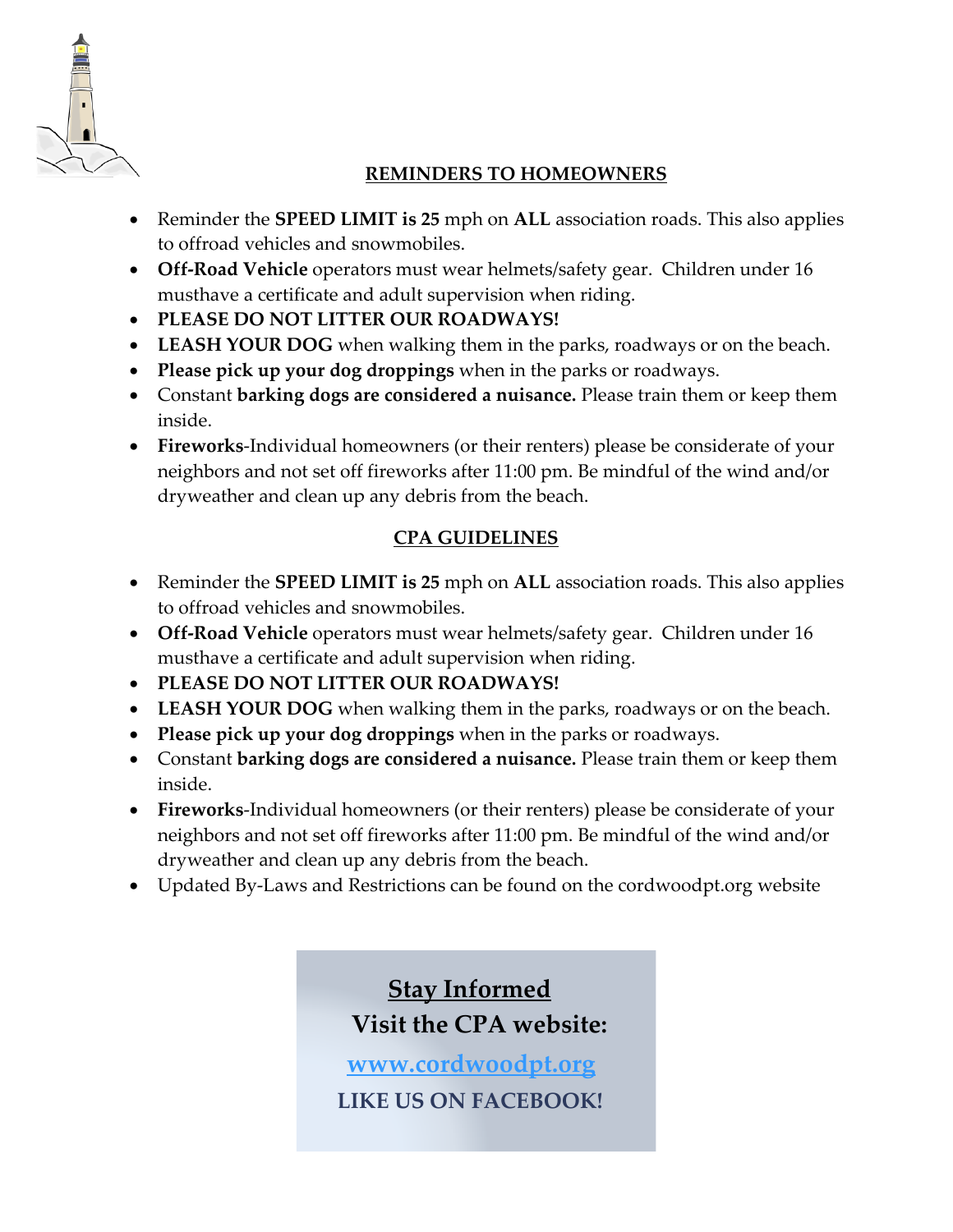## REMINDERS TO HOMEOWNERS

- Reminder the **SPEED LIMIT is 25** mph on **ALL** association roads. This also applies to offroad vehicles and snowmobiles.
- **Off-Road Vehicle** operators must wear helmets/safety gear. Children under 16 musthave a certificate and adult supervision when riding.
- **PLEASE DO NOT LITTER OUR ROADWAYS!**
- **LEASH YOUR DOG** when walking them in the parks, roadways or on the beach.
- **Please pick up your dog droppings** when in the parks or roadways.
- Constant **barking dogs are considered a nuisance.** Please train them or keep them inside.
- **Fireworks**-Individual homeowners (or their renters) please be considerate of your neighbors and not set off fireworks after 11:00 pm. Be mindful of the wind and/or dryweather and clean up any debris from the beach.

## CPA GUIDELINES

- Reminder the **SPEED LIMIT is 25** mph on **ALL** association roads. This also applies to offroad vehicles and snowmobiles.
- **Off-Road Vehicle** operators must wear helmets/safety gear. Children under 16 musthave a certificate and adult supervision when riding.
- **PLEASE DO NOT LITTER OUR ROADWAYS!**
- **LEASH YOUR DOG** when walking them in the parks, roadways or on the beach.
- **Please pick up your dog droppings** when in the parks or roadways.
- Constant **barking dogs are considered a nuisance.** Please train them or keep them inside.
- **Fireworks**-Individual homeowners (or their renters) please be considerate of your neighbors and not set off fireworks after 11:00 pm. Be mindful of the wind and/or dryweather and clean up any debris from the beach.
- Updated By-Laws and Restrictions can be found on the cordwoodpt.org website

**Stay Informed**

**Visit the CPA website:**

**www.cordwoodpt.org**

**LIKE US ON FACEBOOK!**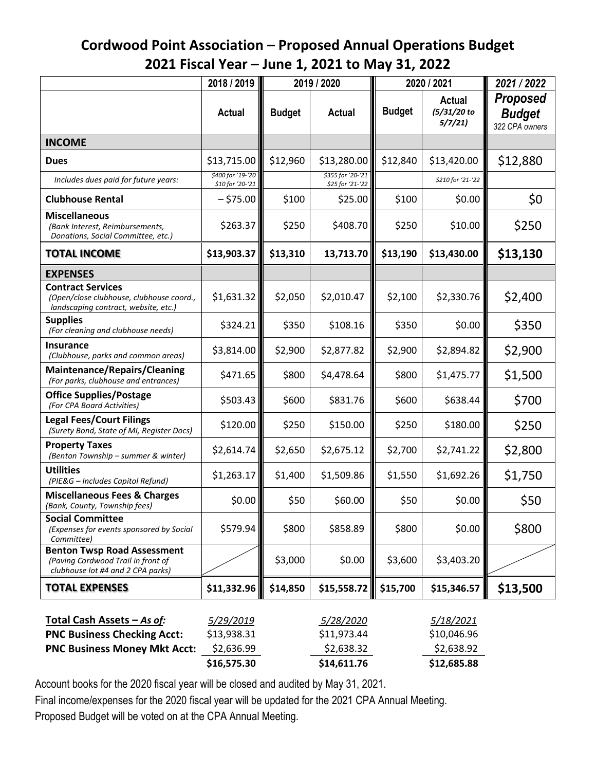# Cordwood Point Association – Proposed Annual Operations Budget
## 2021 Fiscal Year – June 1, 2021 to May 31, 2022

| | 2018 / 2019 | 2019 / 2020 | | 2020 / 2021 | | *2021 / 2022* |
|---|---|---|---|---|---|---|
| | **Actual** | **Budget** | **Actual** | **Budget** | **Actual** *(5/31/20 to 5/7/21)* | ***Proposed Budget*** *322 CPA owners* |
| **INCOME** | | | | | | |
| **Dues** | $13,715.00 | $12,960 | $13,280.00 | $12,840 | $13,420.00 | $12,880 |
| *Includes dues paid for future years:* | *$400 for '19-'20 $10 for '20-'21* | | *$355 for '20-'21 $25 for '21-'22* | | *$210 for '21-'22* | |
| **Clubhouse Rental** | – $75.00 | $100 | $25.00 | $100 | $0.00 | $0 |
| **Miscellaneous** *(Bank Interest, Reimbursements, Donations, Social Committee, etc.)* | $263.37 | $250 | $408.70 | $250 | $10.00 | $250 |
| **TOTAL INCOME** | **$13,903.37** | **$13,310** | **13,713.70** | **$13,190** | **$13,430.00** | **$13,130** |
| **EXPENSES** | | | | | | |
| **Contract Services** *(Open/close clubhouse, clubhouse coord., landscaping contract, website, etc.)* | $1,631.32 | $2,050 | $2,010.47 | $2,100 | $2,330.76 | $2,400 |
| **Supplies** *(For cleaning and clubhouse needs)* | $324.21 | $350 | $108.16 | $350 | $0.00 | $350 |
| **Insurance** *(Clubhouse, parks and common areas)* | $3,814.00 | $2,900 | $2,877.82 | $2,900 | $2,894.82 | $2,900 |
| **Maintenance/Repairs/Cleaning** *(For parks, clubhouse and entrances)* | $471.65 | $800 | $4,478.64 | $800 | $1,475.77 | $1,500 |
| **Office Supplies/Postage** *(For CPA Board Activities)* | $503.43 | $600 | $831.76 | $600 | $638.44 | $700 |
| **Legal Fees/Court Filings** *(Surety Bond, State of MI, Register Docs)* | $120.00 | $250 | $150.00 | $250 | $180.00 | $250 |
| **Property Taxes** *(Benton Township – summer & winter)* | $2,614.74 | $2,650 | $2,675.12 | $2,700 | $2,741.22 | $2,800 |
| **Utilities** *(PIE&G – Includes Capitol Refund)* | $1,263.17 | $1,400 | $1,509.86 | $1,550 | $1,692.26 | $1,750 |
| **Miscellaneous Fees & Charges** *(Bank, County, Township fees)* | $0.00 | $50 | $60.00 | $50 | $0.00 | $50 |
| **Social Committee** *(Expenses for events sponsored by Social Committee)* | $579.94 | $800 | $858.89 | $800 | $0.00 | $800 |
| **Benton Twsp Road Assessment** *(Paving Cordwood Trail in front of clubhouse lot #4 and 2 CPA parks)* | | $3,000 | $0.00 | $3,600 | $3,403.20 | |
| **TOTAL EXPENSES** | **$11,332.96** | **$14,850** | **$15,558.72** | **$15,700** | **$15,346.57** | **$13,500** |

| **Total Cash Assets** – *As of:* | *5/29/2019* | *5/28/2020* | *5/18/2021* |
|---|---|---|---|
| **PNC Business Checking Acct:** | $13,938.31 | $11,973.44 | $10,046.96 |
| **PNC Business Money Mkt Acct:** | $2,636.99 | $2,638.32 | $2,638.92 |
| | **$16,575.30** | **$14,611.76** | **$12,685.88** |

Account books for the 2020 fiscal year will be closed and audited by May 31, 2021.

Final income/expenses for the 2020 fiscal year will be updated for the 2021 CPA Annual Meeting.

Proposed Budget will be voted on at the CPA Annual Meeting.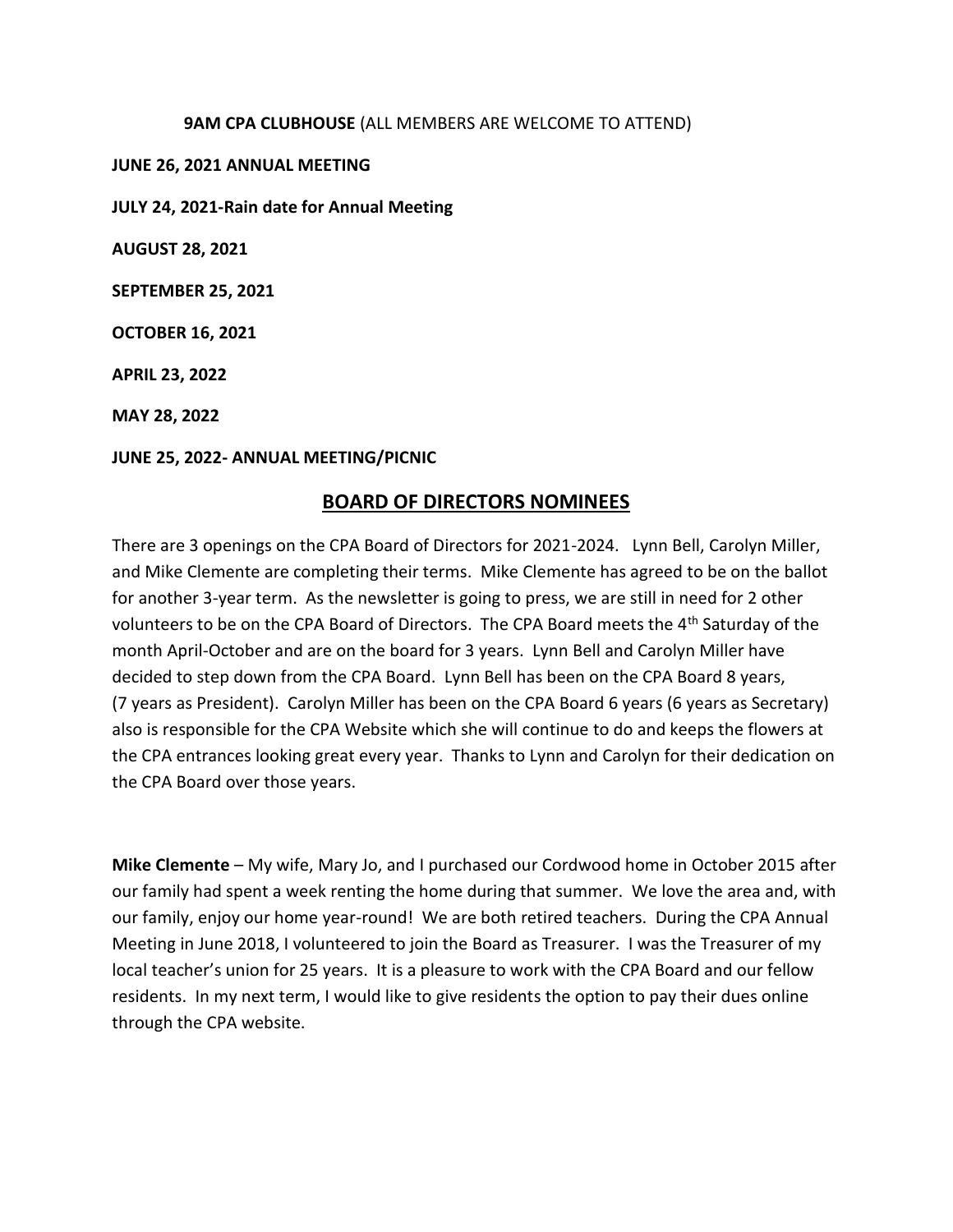**9AM CPA CLUBHOUSE** (ALL MEMBERS ARE WELCOME TO ATTEND)

**JUNE 26, 2021 ANNUAL MEETING**

**JULY 24, 2021-Rain date for Annual Meeting**

**AUGUST 28, 2021**

**SEPTEMBER 25, 2021**

**OCTOBER 16, 2021**

**APRIL 23, 2022**

**MAY 28, 2022**

**JUNE 25, 2022- ANNUAL MEETING/PICNIC**

## BOARD OF DIRECTORS NOMINEES

There are 3 openings on the CPA Board of Directors for 2021-2024. Lynn Bell, Carolyn Miller, and Mike Clemente are completing their terms. Mike Clemente has agreed to be on the ballot for another 3-year term. As the newsletter is going to press, we are still in need for 2 other volunteers to be on the CPA Board of Directors. The CPA Board meets the 4th Saturday of the month April-October and are on the board for 3 years. Lynn Bell and Carolyn Miller have decided to step down from the CPA Board. Lynn Bell has been on the CPA Board 8 years, (7 years as President). Carolyn Miller has been on the CPA Board 6 years (6 years as Secretary) also is responsible for the CPA Website which she will continue to do and keeps the flowers at the CPA entrances looking great every year. Thanks to Lynn and Carolyn for their dedication on the CPA Board over those years.

**Mike Clemente** – My wife, Mary Jo, and I purchased our Cordwood home in October 2015 after our family had spent a week renting the home during that summer. We love the area and, with our family, enjoy our home year-round! We are both retired teachers. During the CPA Annual Meeting in June 2018, I volunteered to join the Board as Treasurer. I was the Treasurer of my local teacher's union for 25 years. It is a pleasure to work with the CPA Board and our fellow residents. In my next term, I would like to give residents the option to pay their dues online through the CPA website.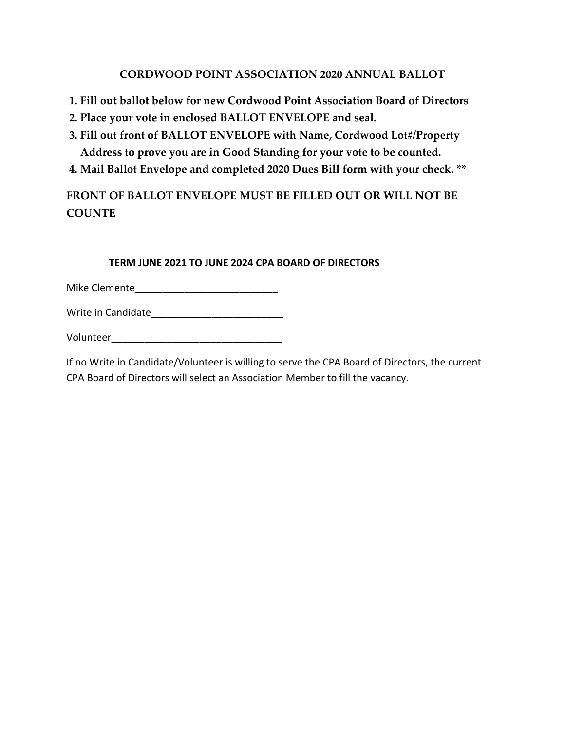## CORDWOOD POINT ASSOCIATION 2020 ANNUAL BALLOT

1. **Fill out ballot below for new Cordwood Point Association Board of Directors**
2. **Place your vote in enclosed BALLOT ENVELOPE and seal.**
3. **Fill out front of BALLOT ENVELOPE with Name, Cordwood Lot#/Property Address to prove you are in Good Standing for your vote to be counted.**
4. **Mail Ballot Envelope and completed 2020 Dues Bill form with your check. ****

**FRONT OF BALLOT ENVELOPE MUST BE FILLED OUT OR WILL NOT BE COUNTE**

### TERM JUNE 2021 TO JUNE 2024 CPA BOARD OF DIRECTORS

Mike Clemente___________________________

Write in Candidate_________________________

Volunteer________________________________

If no Write in Candidate/Volunteer is willing to serve the CPA Board of Directors, the current CPA Board of Directors will select an Association Member to fill the vacancy.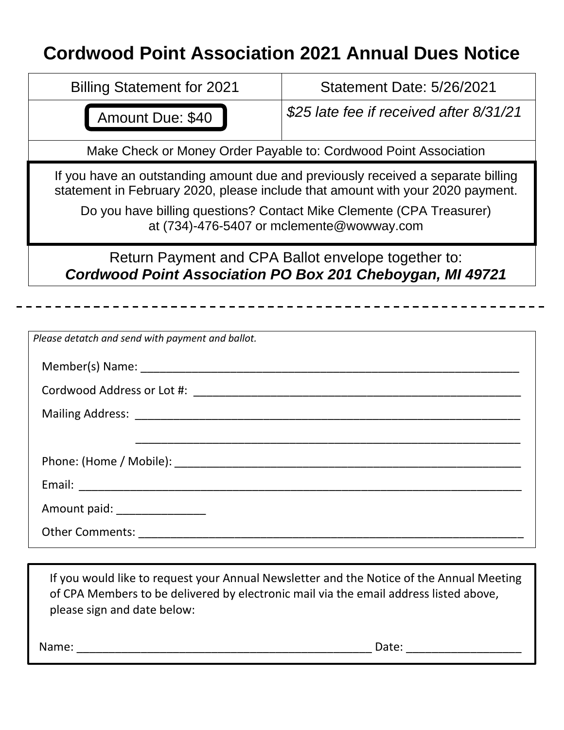# Cordwood Point Association 2021 Annual Dues Notice

| Billing Statement for 2021 | Statement Date: 5/26/2021 |
| --- | --- |
| Amount Due: $40 | *$25 late fee if received after 8/31/21* |

Make Check or Money Order Payable to: Cordwood Point Association

If you have an outstanding amount due and previously received a separate billing statement in February 2020, please include that amount with your 2020 payment.

Do you have billing questions? Contact Mike Clemente (CPA Treasurer) at (734)-476-5407 or mclemente@wowway.com

Return Payment and CPA Ballot envelope together to:
***Cordwood Point Association PO Box 201 Cheboygan, MI 49721***

---

*Please detatch and send with payment and ballot.*

Member(s) Name: ______________________________________________________________

Cordwood Address or Lot #: ______________________________________________________

Mailing Address: ______________________________________________________________

______________________________________________________________

Phone: (Home / Mobile): _________________________________________________________

Email: _______________________________________________________________________

Amount paid: ______________

Other Comments: _______________________________________________________________

If you would like to request your Annual Newsletter and the Notice of the Annual Meeting of CPA Members to be delivered by electronic mail via the email address listed above, please sign and date below:

Name: _______________________________________________ Date: __________________